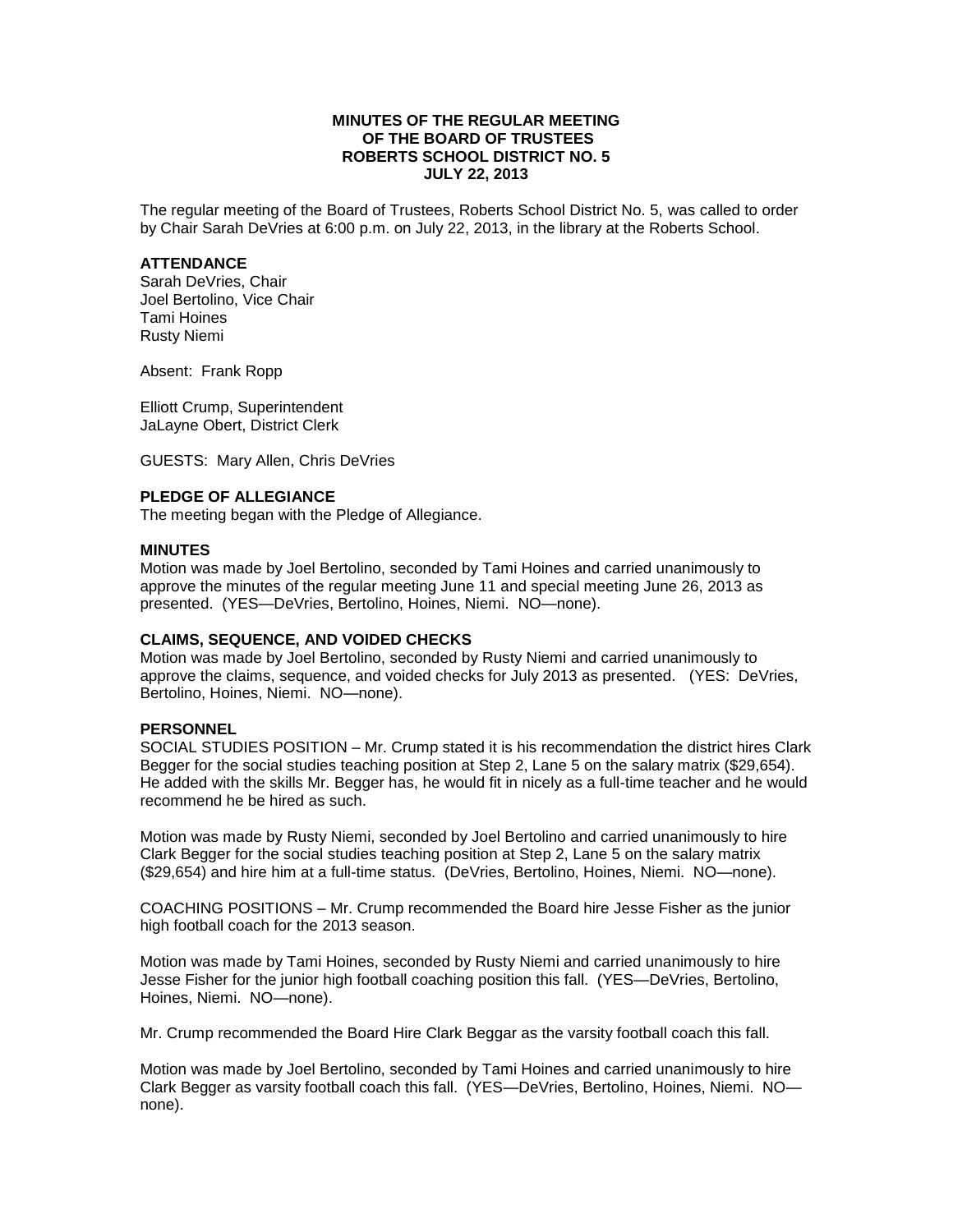**MINUTES OF THE REGULAR MEETING
OF THE BOARD OF TRUSTEES
ROBERTS SCHOOL DISTRICT NO. 5
JULY 22, 2013**

The regular meeting of the Board of Trustees, Roberts School District No. 5, was called to order by Chair Sarah DeVries at 6:00 p.m. on July 22, 2013, in the library at the Roberts School.

**ATTENDANCE**

Sarah DeVries, Chair
Joel Bertolino, Vice Chair
Tami Hoines
Rusty Niemi

Absent: Frank Ropp

Elliott Crump, Superintendent
JaLayne Obert, District Clerk

GUESTS: Mary Allen, Chris DeVries

**PLEDGE OF ALLEGIANCE**

The meeting began with the Pledge of Allegiance.

**MINUTES**

Motion was made by Joel Bertolino, seconded by Tami Hoines and carried unanimously to approve the minutes of the regular meeting June 11 and special meeting June 26, 2013 as presented. (YES—DeVries, Bertolino, Hoines, Niemi. NO—none).

**CLAIMS, SEQUENCE, AND VOIDED CHECKS**

Motion was made by Joel Bertolino, seconded by Rusty Niemi and carried unanimously to approve the claims, sequence, and voided checks for July 2013 as presented. (YES: DeVries, Bertolino, Hoines, Niemi. NO—none).

**PERSONNEL**

SOCIAL STUDIES POSITION – Mr. Crump stated it is his recommendation the district hires Clark Begger for the social studies teaching position at Step 2, Lane 5 on the salary matrix ($29,654). He added with the skills Mr. Begger has, he would fit in nicely as a full-time teacher and he would recommend he be hired as such.

Motion was made by Rusty Niemi, seconded by Joel Bertolino and carried unanimously to hire Clark Begger for the social studies teaching position at Step 2, Lane 5 on the salary matrix ($29,654) and hire him at a full-time status. (DeVries, Bertolino, Hoines, Niemi. NO—none).

COACHING POSITIONS – Mr. Crump recommended the Board hire Jesse Fisher as the junior high football coach for the 2013 season.

Motion was made by Tami Hoines, seconded by Rusty Niemi and carried unanimously to hire Jesse Fisher for the junior high football coaching position this fall. (YES—DeVries, Bertolino, Hoines, Niemi. NO—none).

Mr. Crump recommended the Board Hire Clark Beggar as the varsity football coach this fall.

Motion was made by Joel Bertolino, seconded by Tami Hoines and carried unanimously to hire Clark Begger as varsity football coach this fall. (YES—DeVries, Bertolino, Hoines, Niemi. NO—none).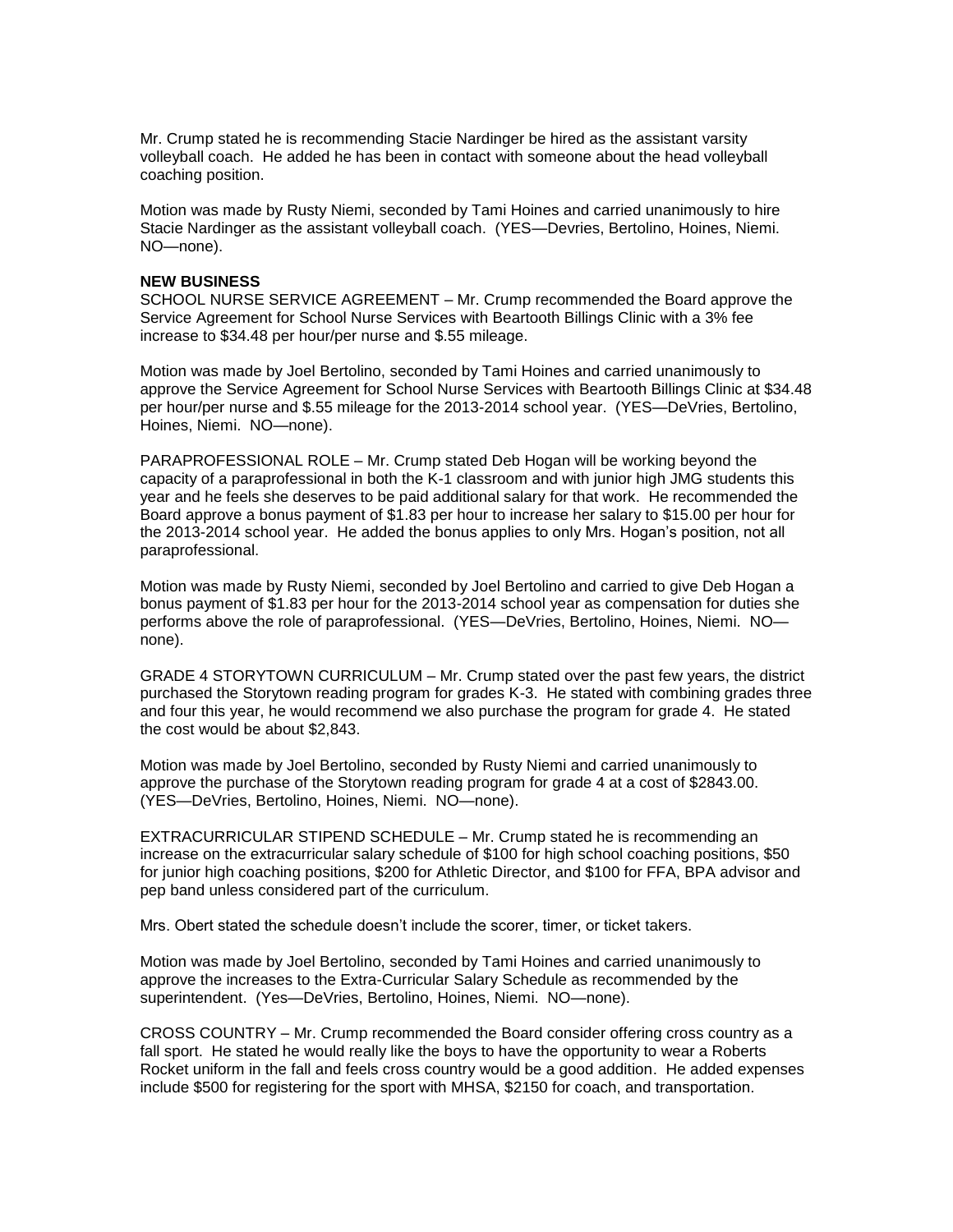Mr. Crump stated he is recommending Stacie Nardinger be hired as the assistant varsity volleyball coach. He added he has been in contact with someone about the head volleyball coaching position.

Motion was made by Rusty Niemi, seconded by Tami Hoines and carried unanimously to hire Stacie Nardinger as the assistant volleyball coach. (YES—Devries, Bertolino, Hoines, Niemi. NO—none).

**NEW BUSINESS**

SCHOOL NURSE SERVICE AGREEMENT – Mr. Crump recommended the Board approve the Service Agreement for School Nurse Services with Beartooth Billings Clinic with a 3% fee increase to $34.48 per hour/per nurse and $.55 mileage.

Motion was made by Joel Bertolino, seconded by Tami Hoines and carried unanimously to approve the Service Agreement for School Nurse Services with Beartooth Billings Clinic at $34.48 per hour/per nurse and $.55 mileage for the 2013-2014 school year. (YES—DeVries, Bertolino, Hoines, Niemi. NO—none).

PARAPROFESSIONAL ROLE – Mr. Crump stated Deb Hogan will be working beyond the capacity of a paraprofessional in both the K-1 classroom and with junior high JMG students this year and he feels she deserves to be paid additional salary for that work. He recommended the Board approve a bonus payment of $1.83 per hour to increase her salary to $15.00 per hour for the 2013-2014 school year. He added the bonus applies to only Mrs. Hogan's position, not all paraprofessional.

Motion was made by Rusty Niemi, seconded by Joel Bertolino and carried to give Deb Hogan a bonus payment of $1.83 per hour for the 2013-2014 school year as compensation for duties she performs above the role of paraprofessional. (YES—DeVries, Bertolino, Hoines, Niemi. NO—none).

GRADE 4 STORYTOWN CURRICULUM – Mr. Crump stated over the past few years, the district purchased the Storytown reading program for grades K-3. He stated with combining grades three and four this year, he would recommend we also purchase the program for grade 4. He stated the cost would be about $2,843.

Motion was made by Joel Bertolino, seconded by Rusty Niemi and carried unanimously to approve the purchase of the Storytown reading program for grade 4 at a cost of $2843.00. (YES—DeVries, Bertolino, Hoines, Niemi. NO—none).

EXTRACURRICULAR STIPEND SCHEDULE – Mr. Crump stated he is recommending an increase on the extracurricular salary schedule of $100 for high school coaching positions, $50 for junior high coaching positions, $200 for Athletic Director, and $100 for FFA, BPA advisor and pep band unless considered part of the curriculum.

Mrs. Obert stated the schedule doesn't include the scorer, timer, or ticket takers.

Motion was made by Joel Bertolino, seconded by Tami Hoines and carried unanimously to approve the increases to the Extra-Curricular Salary Schedule as recommended by the superintendent. (Yes—DeVries, Bertolino, Hoines, Niemi. NO—none).

CROSS COUNTRY – Mr. Crump recommended the Board consider offering cross country as a fall sport. He stated he would really like the boys to have the opportunity to wear a Roberts Rocket uniform in the fall and feels cross country would be a good addition. He added expenses include $500 for registering for the sport with MHSA, $2150 for coach, and transportation.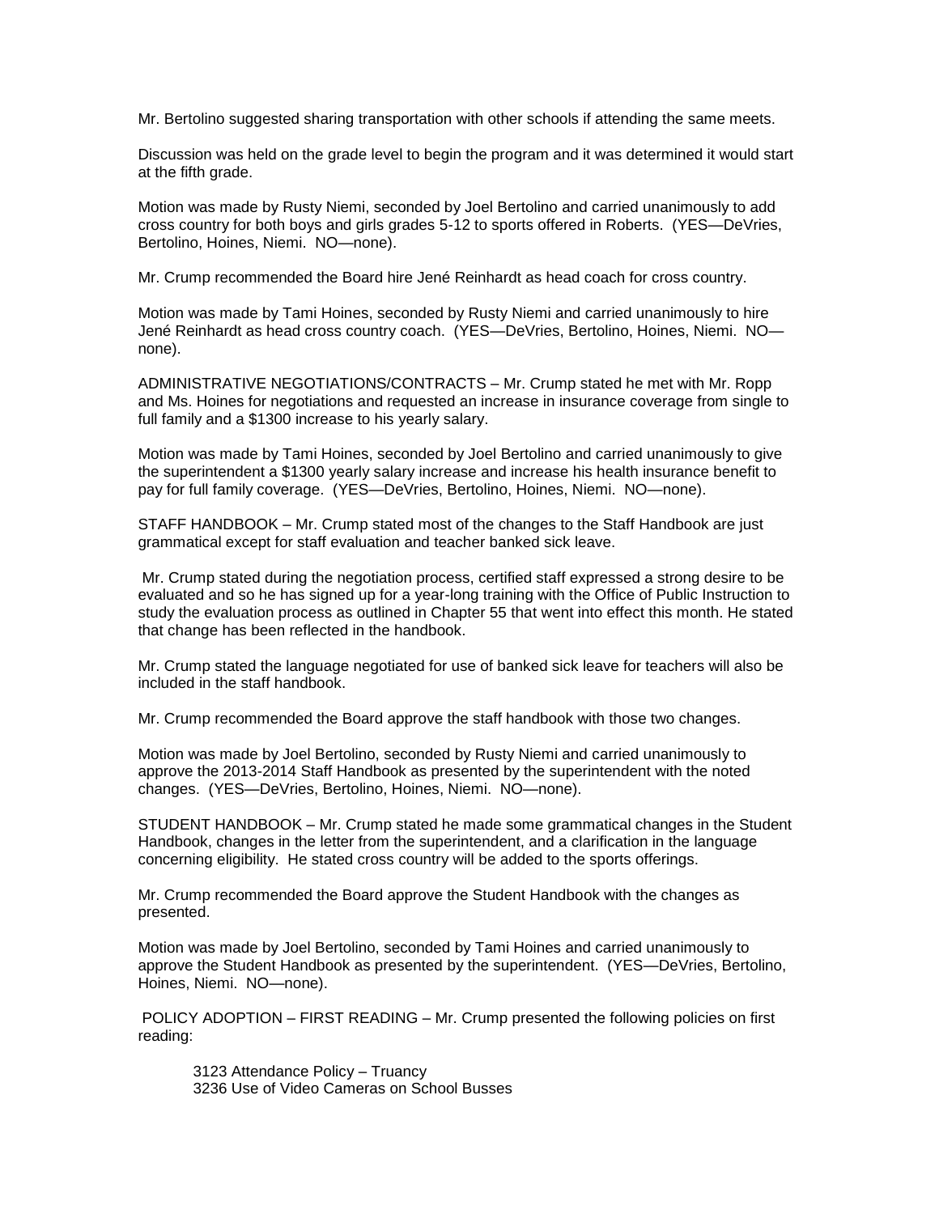Mr. Bertolino suggested sharing transportation with other schools if attending the same meets.

Discussion was held on the grade level to begin the program and it was determined it would start at the fifth grade.

Motion was made by Rusty Niemi, seconded by Joel Bertolino and carried unanimously to add cross country for both boys and girls grades 5-12 to sports offered in Roberts. (YES—DeVries, Bertolino, Hoines, Niemi. NO—none).

Mr. Crump recommended the Board hire Jené Reinhardt as head coach for cross country.

Motion was made by Tami Hoines, seconded by Rusty Niemi and carried unanimously to hire Jené Reinhardt as head cross country coach. (YES—DeVries, Bertolino, Hoines, Niemi. NO—none).

ADMINISTRATIVE NEGOTIATIONS/CONTRACTS – Mr. Crump stated he met with Mr. Ropp and Ms. Hoines for negotiations and requested an increase in insurance coverage from single to full family and a $1300 increase to his yearly salary.

Motion was made by Tami Hoines, seconded by Joel Bertolino and carried unanimously to give the superintendent a $1300 yearly salary increase and increase his health insurance benefit to pay for full family coverage. (YES—DeVries, Bertolino, Hoines, Niemi. NO—none).

STAFF HANDBOOK – Mr. Crump stated most of the changes to the Staff Handbook are just grammatical except for staff evaluation and teacher banked sick leave.

Mr. Crump stated during the negotiation process, certified staff expressed a strong desire to be evaluated and so he has signed up for a year-long training with the Office of Public Instruction to study the evaluation process as outlined in Chapter 55 that went into effect this month. He stated that change has been reflected in the handbook.

Mr. Crump stated the language negotiated for use of banked sick leave for teachers will also be included in the staff handbook.

Mr. Crump recommended the Board approve the staff handbook with those two changes.

Motion was made by Joel Bertolino, seconded by Rusty Niemi and carried unanimously to approve the 2013-2014 Staff Handbook as presented by the superintendent with the noted changes. (YES—DeVries, Bertolino, Hoines, Niemi. NO—none).

STUDENT HANDBOOK – Mr. Crump stated he made some grammatical changes in the Student Handbook, changes in the letter from the superintendent, and a clarification in the language concerning eligibility. He stated cross country will be added to the sports offerings.

Mr. Crump recommended the Board approve the Student Handbook with the changes as presented.

Motion was made by Joel Bertolino, seconded by Tami Hoines and carried unanimously to approve the Student Handbook as presented by the superintendent. (YES—DeVries, Bertolino, Hoines, Niemi. NO—none).

POLICY ADOPTION – FIRST READING – Mr. Crump presented the following policies on first reading:

3123 Attendance Policy – Truancy
3236 Use of Video Cameras on School Busses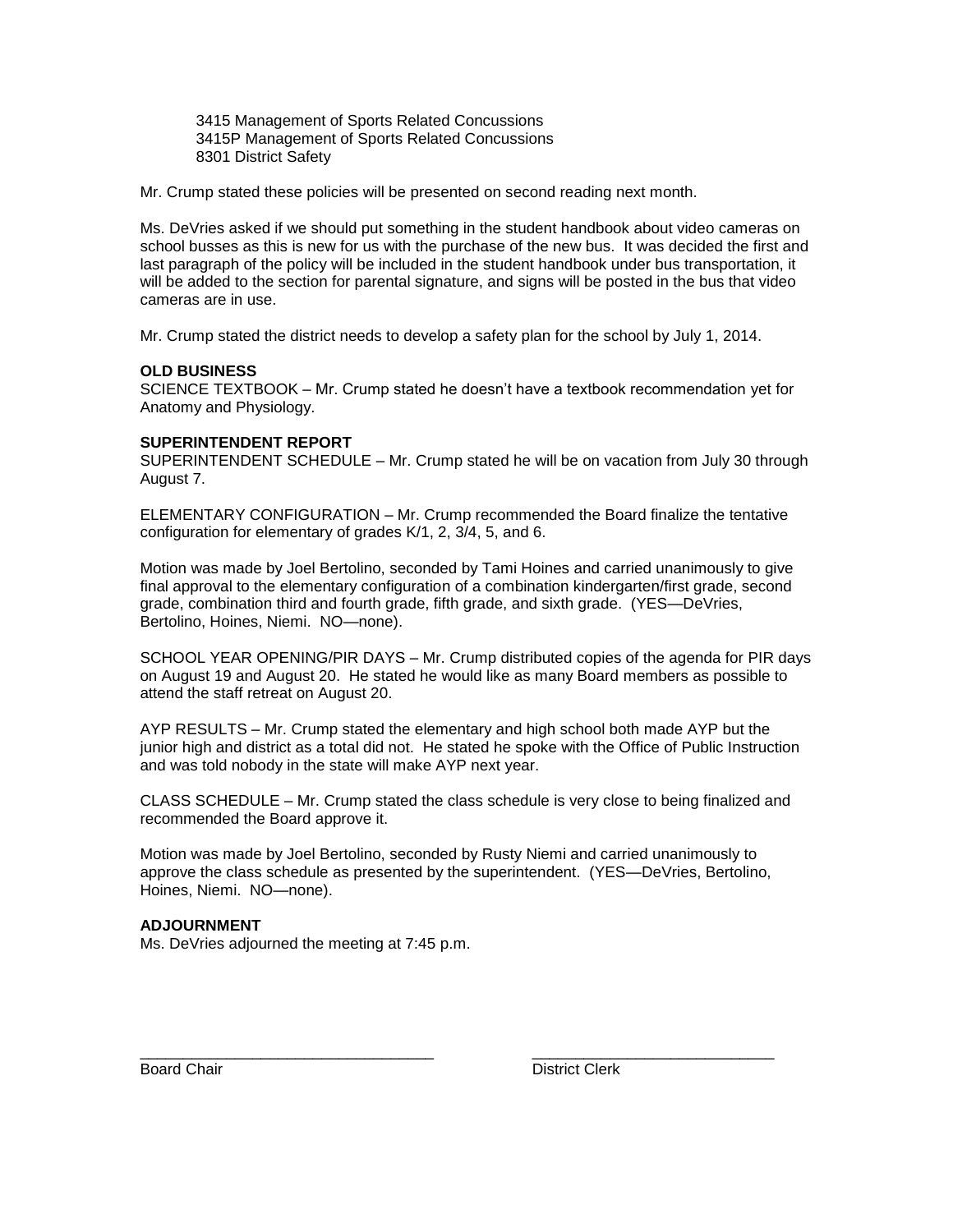3415 Management of Sports Related Concussions
3415P Management of Sports Related Concussions
8301 District Safety

Mr. Crump stated these policies will be presented on second reading next month.

Ms. DeVries asked if we should put something in the student handbook about video cameras on school busses as this is new for us with the purchase of the new bus. It was decided the first and last paragraph of the policy will be included in the student handbook under bus transportation, it will be added to the section for parental signature, and signs will be posted in the bus that video cameras are in use.

Mr. Crump stated the district needs to develop a safety plan for the school by July 1, 2014.

**OLD BUSINESS**

SCIENCE TEXTBOOK – Mr. Crump stated he doesn't have a textbook recommendation yet for Anatomy and Physiology.

**SUPERINTENDENT REPORT**

SUPERINTENDENT SCHEDULE – Mr. Crump stated he will be on vacation from July 30 through August 7.

ELEMENTARY CONFIGURATION – Mr. Crump recommended the Board finalize the tentative configuration for elementary of grades K/1, 2, 3/4, 5, and 6.

Motion was made by Joel Bertolino, seconded by Tami Hoines and carried unanimously to give final approval to the elementary configuration of a combination kindergarten/first grade, second grade, combination third and fourth grade, fifth grade, and sixth grade. (YES—DeVries, Bertolino, Hoines, Niemi. NO—none).

SCHOOL YEAR OPENING/PIR DAYS – Mr. Crump distributed copies of the agenda for PIR days on August 19 and August 20. He stated he would like as many Board members as possible to attend the staff retreat on August 20.

AYP RESULTS – Mr. Crump stated the elementary and high school both made AYP but the junior high and district as a total did not. He stated he spoke with the Office of Public Instruction and was told nobody in the state will make AYP next year.

CLASS SCHEDULE – Mr. Crump stated the class schedule is very close to being finalized and recommended the Board approve it.

Motion was made by Joel Bertolino, seconded by Rusty Niemi and carried unanimously to approve the class schedule as presented by the superintendent. (YES—DeVries, Bertolino, Hoines, Niemi. NO—none).

**ADJOURNMENT**

Ms. DeVries adjourned the meeting at 7:45 p.m.

\_\_\_\_\_\_\_\_\_\_\_\_\_\_\_\_\_\_\_\_\_\_\_\_\_\_\_\_\_\_\_\_\_\_\_ \_\_\_\_\_\_\_\_\_\_\_\_\_\_\_\_\_\_\_\_\_\_\_\_\_\_\_\_\_\_

Board Chair District Clerk